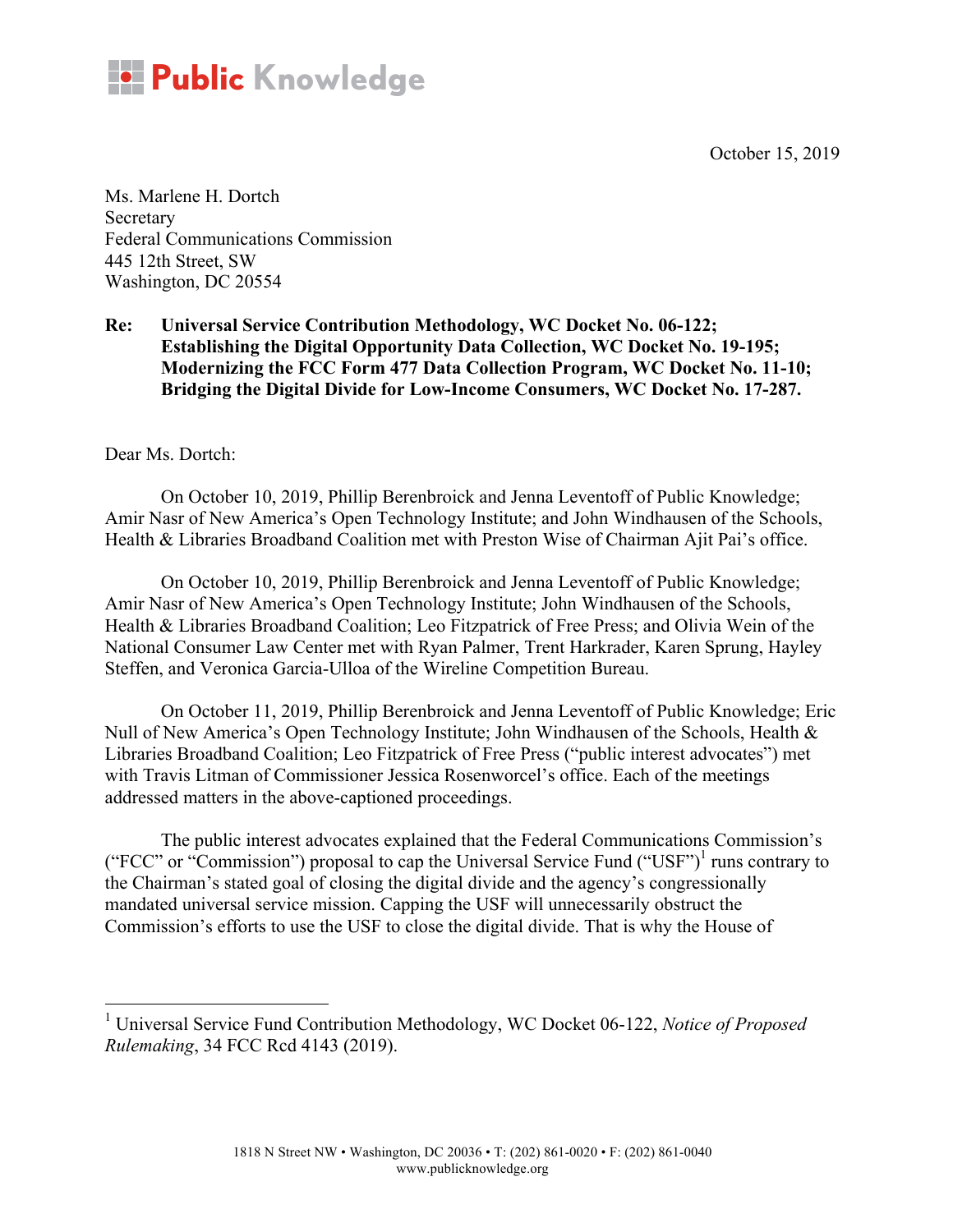**Public Knowledge**

October 15, 2019

Ms. Marlene H. Dortch
Secretary
Federal Communications Commission
445 12th Street, SW
Washington, DC 20554

**Re: Universal Service Contribution Methodology, WC Docket No. 06-122; Establishing the Digital Opportunity Data Collection, WC Docket No. 19-195; Modernizing the FCC Form 477 Data Collection Program, WC Docket No. 11-10; Bridging the Digital Divide for Low-Income Consumers, WC Docket No. 17-287.**

Dear Ms. Dortch:

On October 10, 2019, Phillip Berenbroick and Jenna Leventoff of Public Knowledge; Amir Nasr of New America's Open Technology Institute; and John Windhausen of the Schools, Health & Libraries Broadband Coalition met with Preston Wise of Chairman Ajit Pai's office.

On October 10, 2019, Phillip Berenbroick and Jenna Leventoff of Public Knowledge; Amir Nasr of New America's Open Technology Institute; John Windhausen of the Schools, Health & Libraries Broadband Coalition; Leo Fitzpatrick of Free Press; and Olivia Wein of the National Consumer Law Center met with Ryan Palmer, Trent Harkrader, Karen Sprung, Hayley Steffen, and Veronica Garcia-Ulloa of the Wireline Competition Bureau.

On October 11, 2019, Phillip Berenbroick and Jenna Leventoff of Public Knowledge; Eric Null of New America's Open Technology Institute; John Windhausen of the Schools, Health & Libraries Broadband Coalition; Leo Fitzpatrick of Free Press ("public interest advocates") met with Travis Litman of Commissioner Jessica Rosenworcel's office. Each of the meetings addressed matters in the above-captioned proceedings.

The public interest advocates explained that the Federal Communications Commission's ("FCC" or "Commission") proposal to cap the Universal Service Fund ("USF")[1] runs contrary to the Chairman's stated goal of closing the digital divide and the agency's congressionally mandated universal service mission. Capping the USF will unnecessarily obstruct the Commission's efforts to use the USF to close the digital divide. That is why the House of

[1] Universal Service Fund Contribution Methodology, WC Docket 06-122, *Notice of Proposed Rulemaking*, 34 FCC Rcd 4143 (2019).

1818 N Street NW • Washington, DC 20036 • T: (202) 861-0020 • F: (202) 861-0040
www.publicknowledge.org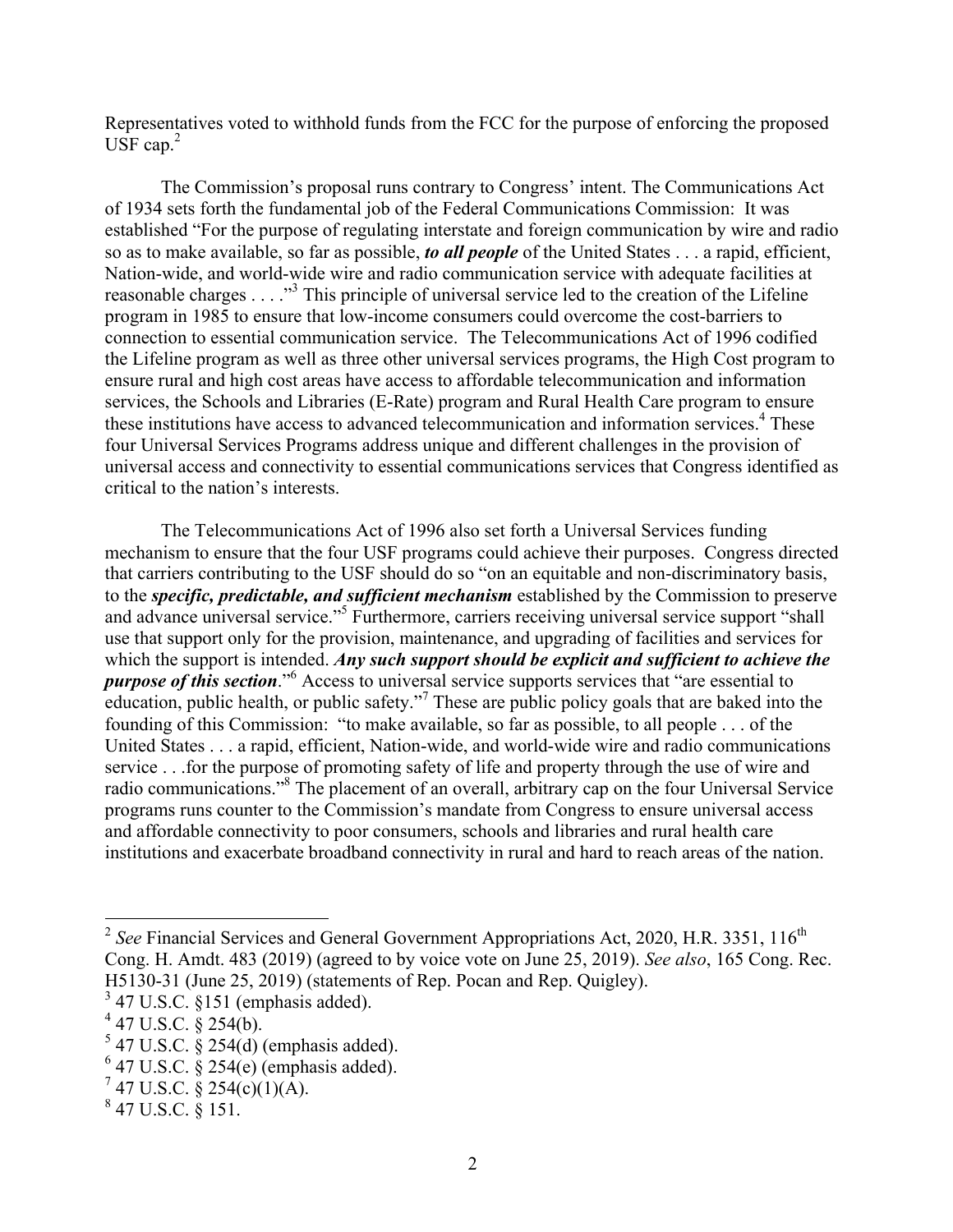Representatives voted to withhold funds from the FCC for the purpose of enforcing the proposed USF cap.[2]

The Commission's proposal runs contrary to Congress' intent. The Communications Act of 1934 sets forth the fundamental job of the Federal Communications Commission: It was established "For the purpose of regulating interstate and foreign communication by wire and radio so as to make available, so far as possible, ***to all people*** of the United States . . . a rapid, efficient, Nation-wide, and world-wide wire and radio communication service with adequate facilities at reasonable charges . . . ."[3] This principle of universal service led to the creation of the Lifeline program in 1985 to ensure that low-income consumers could overcome the cost-barriers to connection to essential communication service. The Telecommunications Act of 1996 codified the Lifeline program as well as three other universal services programs, the High Cost program to ensure rural and high cost areas have access to affordable telecommunication and information services, the Schools and Libraries (E-Rate) program and Rural Health Care program to ensure these institutions have access to advanced telecommunication and information services.[4] These four Universal Services Programs address unique and different challenges in the provision of universal access and connectivity to essential communications services that Congress identified as critical to the nation's interests.

The Telecommunications Act of 1996 also set forth a Universal Services funding mechanism to ensure that the four USF programs could achieve their purposes. Congress directed that carriers contributing to the USF should do so "on an equitable and non-discriminatory basis, to the ***specific, predictable, and sufficient mechanism*** established by the Commission to preserve and advance universal service."[5] Furthermore, carriers receiving universal service support "shall use that support only for the provision, maintenance, and upgrading of facilities and services for which the support is intended. ***Any such support should be explicit and sufficient to achieve the purpose of this section***."[6] Access to universal service supports services that "are essential to education, public health, or public safety."[7] These are public policy goals that are baked into the founding of this Commission: "to make available, so far as possible, to all people . . . of the United States . . . a rapid, efficient, Nation-wide, and world-wide wire and radio communications service . . .for the purpose of promoting safety of life and property through the use of wire and radio communications."[8] The placement of an overall, arbitrary cap on the four Universal Service programs runs counter to the Commission's mandate from Congress to ensure universal access and affordable connectivity to poor consumers, schools and libraries and rural health care institutions and exacerbate broadband connectivity in rural and hard to reach areas of the nation.

---

[2] *See* Financial Services and General Government Appropriations Act, 2020, H.R. 3351, 116th Cong. H. Amdt. 483 (2019) (agreed to by voice vote on June 25, 2019). *See also*, 165 Cong. Rec. H5130-31 (June 25, 2019) (statements of Rep. Pocan and Rep. Quigley).

[3] 47 U.S.C. §151 (emphasis added).

[4] 47 U.S.C. § 254(b).

[5] 47 U.S.C. § 254(d) (emphasis added).

[6] 47 U.S.C. § 254(e) (emphasis added).

[7] 47 U.S.C. § 254(c)(1)(A).

[8] 47 U.S.C. § 151.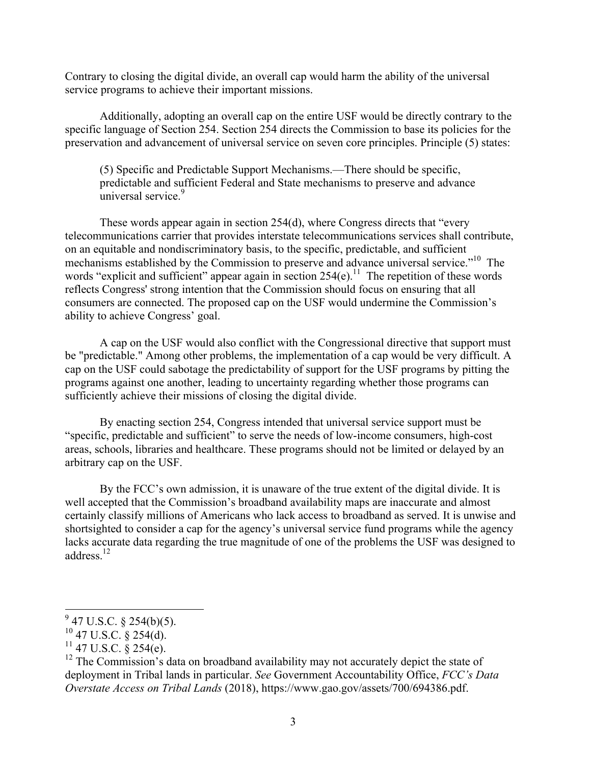Contrary to closing the digital divide, an overall cap would harm the ability of the universal service programs to achieve their important missions.

Additionally, adopting an overall cap on the entire USF would be directly contrary to the specific language of Section 254. Section 254 directs the Commission to base its policies for the preservation and advancement of universal service on seven core principles. Principle (5) states:

> (5) Specific and Predictable Support Mechanisms.—There should be specific, predictable and sufficient Federal and State mechanisms to preserve and advance universal service.[9]

These words appear again in section 254(d), where Congress directs that "every telecommunications carrier that provides interstate telecommunications services shall contribute, on an equitable and nondiscriminatory basis, to the specific, predictable, and sufficient mechanisms established by the Commission to preserve and advance universal service."[10] The words "explicit and sufficient" appear again in section 254(e).[11] The repetition of these words reflects Congress' strong intention that the Commission should focus on ensuring that all consumers are connected. The proposed cap on the USF would undermine the Commission's ability to achieve Congress' goal.

A cap on the USF would also conflict with the Congressional directive that support must be "predictable." Among other problems, the implementation of a cap would be very difficult. A cap on the USF could sabotage the predictability of support for the USF programs by pitting the programs against one another, leading to uncertainty regarding whether those programs can sufficiently achieve their missions of closing the digital divide.

By enacting section 254, Congress intended that universal service support must be "specific, predictable and sufficient" to serve the needs of low-income consumers, high-cost areas, schools, libraries and healthcare. These programs should not be limited or delayed by an arbitrary cap on the USF.

By the FCC's own admission, it is unaware of the true extent of the digital divide. It is well accepted that the Commission's broadband availability maps are inaccurate and almost certainly classify millions of Americans who lack access to broadband as served. It is unwise and shortsighted to consider a cap for the agency's universal service fund programs while the agency lacks accurate data regarding the true magnitude of one of the problems the USF was designed to address.[12]

---

[9] 47 U.S.C. § 254(b)(5).

[10] 47 U.S.C. § 254(d).

[11] 47 U.S.C. § 254(e).

[12] The Commission's data on broadband availability may not accurately depict the state of deployment in Tribal lands in particular. *See* Government Accountability Office, *FCC's Data Overstate Access on Tribal Lands* (2018), https://www.gao.gov/assets/700/694386.pdf.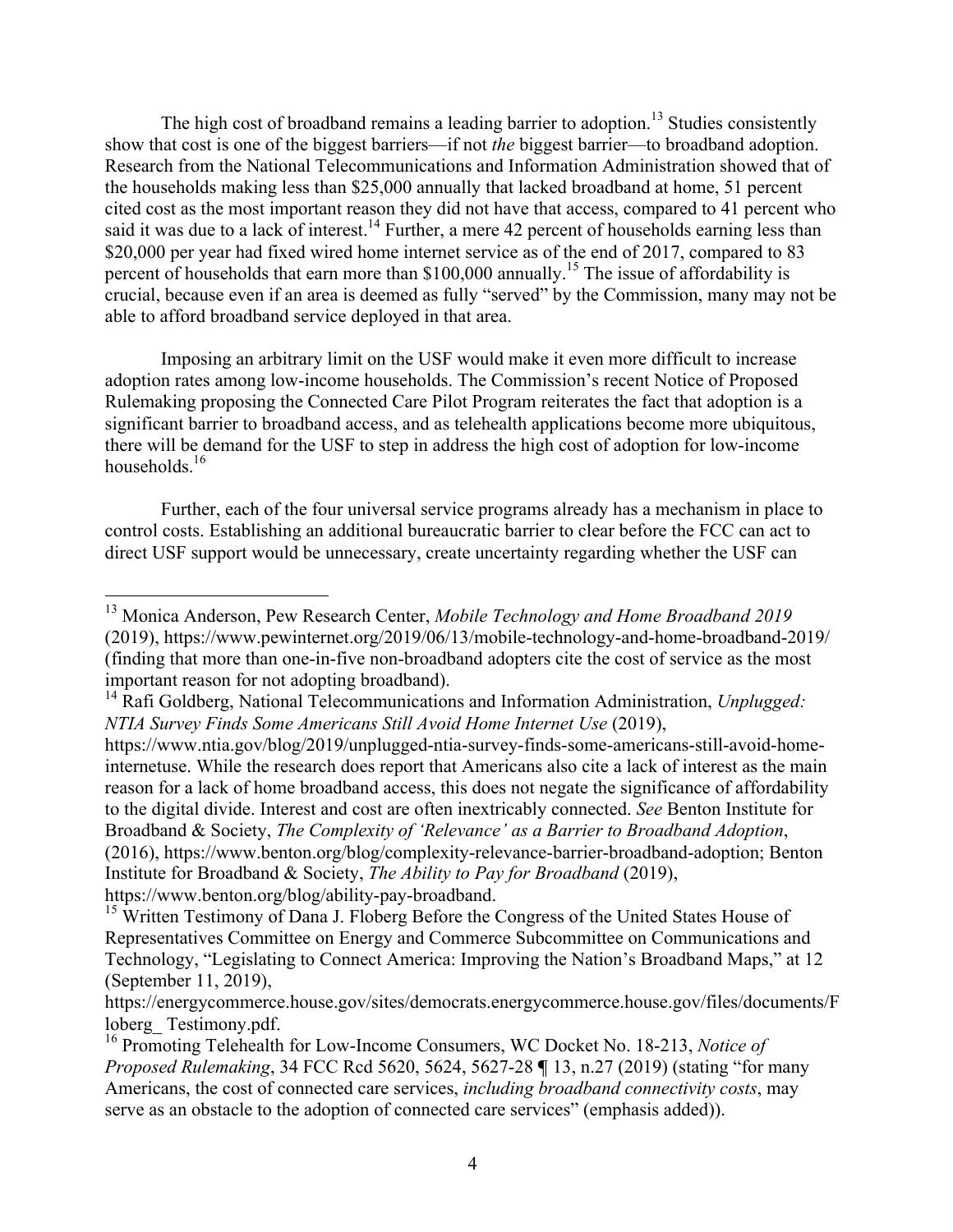The high cost of broadband remains a leading barrier to adoption.[13] Studies consistently show that cost is one of the biggest barriers—if not *the* biggest barrier—to broadband adoption. Research from the National Telecommunications and Information Administration showed that of the households making less than $25,000 annually that lacked broadband at home, 51 percent cited cost as the most important reason they did not have that access, compared to 41 percent who said it was due to a lack of interest.[14] Further, a mere 42 percent of households earning less than $20,000 per year had fixed wired home internet service as of the end of 2017, compared to 83 percent of households that earn more than $100,000 annually.[15] The issue of affordability is crucial, because even if an area is deemed as fully "served" by the Commission, many may not be able to afford broadband service deployed in that area.

Imposing an arbitrary limit on the USF would make it even more difficult to increase adoption rates among low-income households. The Commission's recent Notice of Proposed Rulemaking proposing the Connected Care Pilot Program reiterates the fact that adoption is a significant barrier to broadband access, and as telehealth applications become more ubiquitous, there will be demand for the USF to step in address the high cost of adoption for low-income households.[16]

Further, each of the four universal service programs already has a mechanism in place to control costs. Establishing an additional bureaucratic barrier to clear before the FCC can act to direct USF support would be unnecessary, create uncertainty regarding whether the USF can

---

[13] Monica Anderson, Pew Research Center, *Mobile Technology and Home Broadband 2019* (2019), https://www.pewinternet.org/2019/06/13/mobile-technology-and-home-broadband-2019/ (finding that more than one-in-five non-broadband adopters cite the cost of service as the most important reason for not adopting broadband).

[14] Rafi Goldberg, National Telecommunications and Information Administration, *Unplugged: NTIA Survey Finds Some Americans Still Avoid Home Internet Use* (2019), https://www.ntia.gov/blog/2019/unplugged-ntia-survey-finds-some-americans-still-avoid-home-internetuse. While the research does report that Americans also cite a lack of interest as the main reason for a lack of home broadband access, this does not negate the significance of affordability to the digital divide. Interest and cost are often inextricably connected. *See* Benton Institute for Broadband & Society, *The Complexity of 'Relevance' as a Barrier to Broadband Adoption*, (2016), https://www.benton.org/blog/complexity-relevance-barrier-broadband-adoption; Benton Institute for Broadband & Society, *The Ability to Pay for Broadband* (2019), https://www.benton.org/blog/ability-pay-broadband.

[15] Written Testimony of Dana J. Floberg Before the Congress of the United States House of Representatives Committee on Energy and Commerce Subcommittee on Communications and Technology, "Legislating to Connect America: Improving the Nation's Broadband Maps," at 12 (September 11, 2019), https://energycommerce.house.gov/sites/democrats.energycommerce.house.gov/files/documents/Floberg_ Testimony.pdf.

[16] Promoting Telehealth for Low-Income Consumers, WC Docket No. 18-213, *Notice of Proposed Rulemaking*, 34 FCC Rcd 5620, 5624, 5627-28 ¶ 13, n.27 (2019) (stating "for many Americans, the cost of connected care services, *including broadband connectivity costs*, may serve as an obstacle to the adoption of connected care services" (emphasis added)).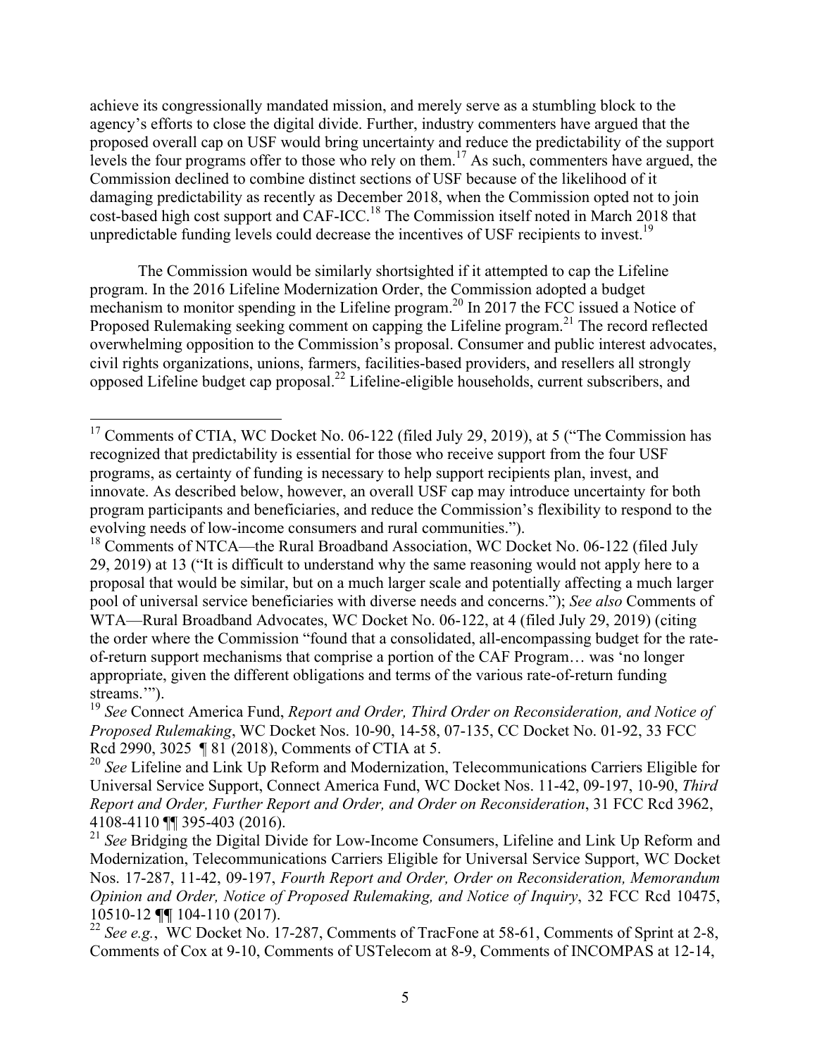achieve its congressionally mandated mission, and merely serve as a stumbling block to the agency's efforts to close the digital divide. Further, industry commenters have argued that the proposed overall cap on USF would bring uncertainty and reduce the predictability of the support levels the four programs offer to those who rely on them.[17] As such, commenters have argued, the Commission declined to combine distinct sections of USF because of the likelihood of it damaging predictability as recently as December 2018, when the Commission opted not to join cost-based high cost support and CAF-ICC.[18] The Commission itself noted in March 2018 that unpredictable funding levels could decrease the incentives of USF recipients to invest.[19]

The Commission would be similarly shortsighted if it attempted to cap the Lifeline program. In the 2016 Lifeline Modernization Order, the Commission adopted a budget mechanism to monitor spending in the Lifeline program.[20] In 2017 the FCC issued a Notice of Proposed Rulemaking seeking comment on capping the Lifeline program.[21] The record reflected overwhelming opposition to the Commission's proposal. Consumer and public interest advocates, civil rights organizations, unions, farmers, facilities-based providers, and resellers all strongly opposed Lifeline budget cap proposal.[22] Lifeline-eligible households, current subscribers, and

---

[17] Comments of CTIA, WC Docket No. 06-122 (filed July 29, 2019), at 5 ("The Commission has recognized that predictability is essential for those who receive support from the four USF programs, as certainty of funding is necessary to help support recipients plan, invest, and innovate. As described below, however, an overall USF cap may introduce uncertainty for both program participants and beneficiaries, and reduce the Commission's flexibility to respond to the evolving needs of low-income consumers and rural communities.").

[18] Comments of NTCA—the Rural Broadband Association, WC Docket No. 06-122 (filed July 29, 2019) at 13 ("It is difficult to understand why the same reasoning would not apply here to a proposal that would be similar, but on a much larger scale and potentially affecting a much larger pool of universal service beneficiaries with diverse needs and concerns."); *See also* Comments of WTA—Rural Broadband Advocates, WC Docket No. 06-122, at 4 (filed July 29, 2019) (citing the order where the Commission "found that a consolidated, all-encompassing budget for the rate-of-return support mechanisms that comprise a portion of the CAF Program… was 'no longer appropriate, given the different obligations and terms of the various rate-of-return funding streams.'").

[19] *See* Connect America Fund, *Report and Order, Third Order on Reconsideration, and Notice of Proposed Rulemaking*, WC Docket Nos. 10-90, 14-58, 07-135, CC Docket No. 01-92, 33 FCC Rcd 2990, 3025 ¶ 81 (2018), Comments of CTIA at 5.

[20] *See* Lifeline and Link Up Reform and Modernization, Telecommunications Carriers Eligible for Universal Service Support, Connect America Fund, WC Docket Nos. 11-42, 09-197, 10-90, *Third Report and Order, Further Report and Order, and Order on Reconsideration*, 31 FCC Rcd 3962, 4108-4110 ¶¶ 395-403 (2016).

[21] *See* Bridging the Digital Divide for Low-Income Consumers, Lifeline and Link Up Reform and Modernization, Telecommunications Carriers Eligible for Universal Service Support, WC Docket Nos. 17-287, 11-42, 09-197, *Fourth Report and Order, Order on Reconsideration, Memorandum Opinion and Order, Notice of Proposed Rulemaking, and Notice of Inquiry*, 32 FCC Rcd 10475, 10510-12 ¶¶ 104-110 (2017).

[22] *See e.g.*, WC Docket No. 17-287, Comments of TracFone at 58-61, Comments of Sprint at 2-8, Comments of Cox at 9-10, Comments of USTelecom at 8-9, Comments of INCOMPAS at 12-14,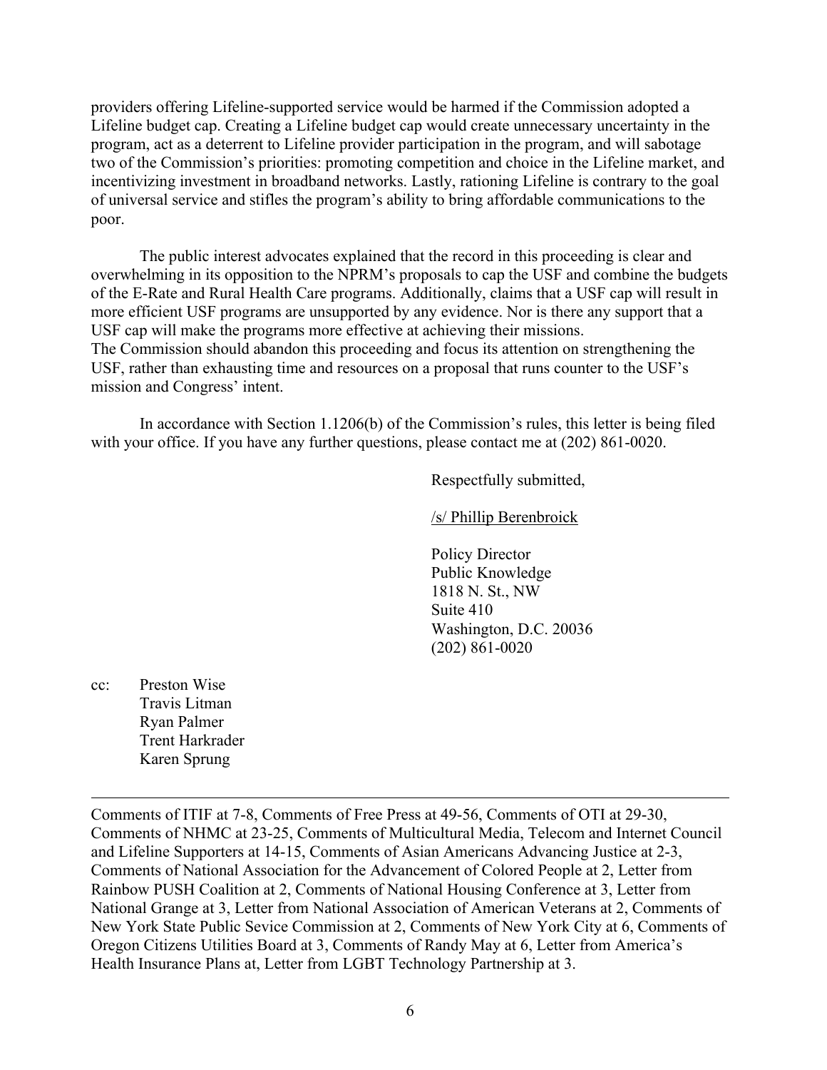providers offering Lifeline-supported service would be harmed if the Commission adopted a Lifeline budget cap. Creating a Lifeline budget cap would create unnecessary uncertainty in the program, act as a deterrent to Lifeline provider participation in the program, and will sabotage two of the Commission's priorities: promoting competition and choice in the Lifeline market, and incentivizing investment in broadband networks. Lastly, rationing Lifeline is contrary to the goal of universal service and stifles the program's ability to bring affordable communications to the poor.

The public interest advocates explained that the record in this proceeding is clear and overwhelming in its opposition to the NPRM's proposals to cap the USF and combine the budgets of the E-Rate and Rural Health Care programs. Additionally, claims that a USF cap will result in more efficient USF programs are unsupported by any evidence. Nor is there any support that a USF cap will make the programs more effective at achieving their missions.
The Commission should abandon this proceeding and focus its attention on strengthening the USF, rather than exhausting time and resources on a proposal that runs counter to the USF's mission and Congress' intent.

In accordance with Section 1.1206(b) of the Commission's rules, this letter is being filed with your office. If you have any further questions, please contact me at (202) 861-0020.

Respectfully submitted,

/s/ Phillip Berenbroick

Policy Director
Public Knowledge
1818 N. St., NW
Suite 410
Washington, D.C. 20036
(202) 861-0020

cc: Preston Wise
Travis Litman
Ryan Palmer
Trent Harkrader
Karen Sprung

---

Comments of ITIF at 7-8, Comments of Free Press at 49-56, Comments of OTI at 29-30, Comments of NHMC at 23-25, Comments of Multicultural Media, Telecom and Internet Council and Lifeline Supporters at 14-15, Comments of Asian Americans Advancing Justice at 2-3, Comments of National Association for the Advancement of Colored People at 2, Letter from Rainbow PUSH Coalition at 2, Comments of National Housing Conference at 3, Letter from National Grange at 3, Letter from National Association of American Veterans at 2, Comments of New York State Public Sevice Commission at 2, Comments of New York City at 6, Comments of Oregon Citizens Utilities Board at 3, Comments of Randy May at 6, Letter from America's Health Insurance Plans at, Letter from LGBT Technology Partnership at 3.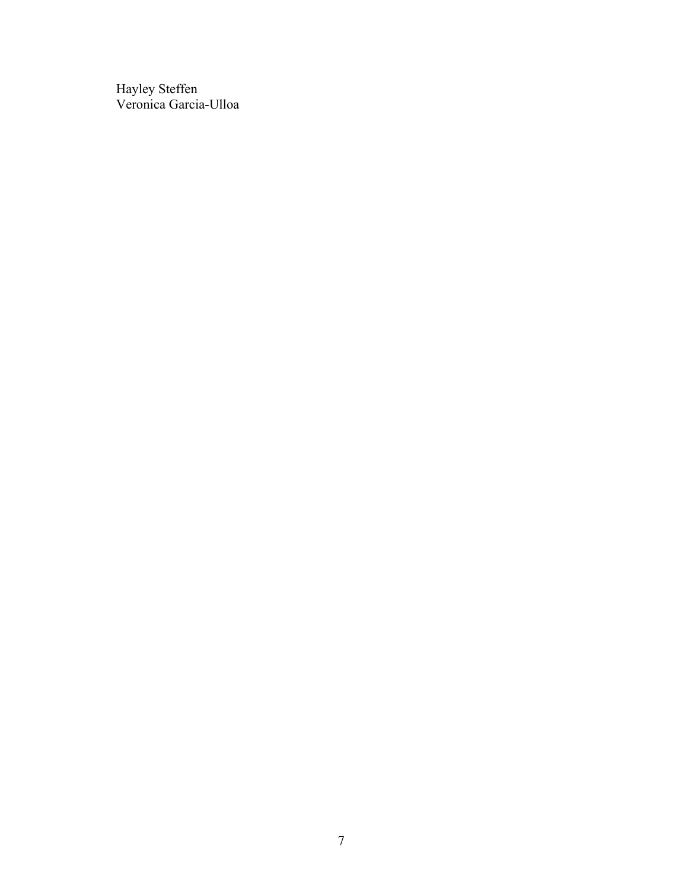Hayley Steffen
Veronica Garcia-Ulloa